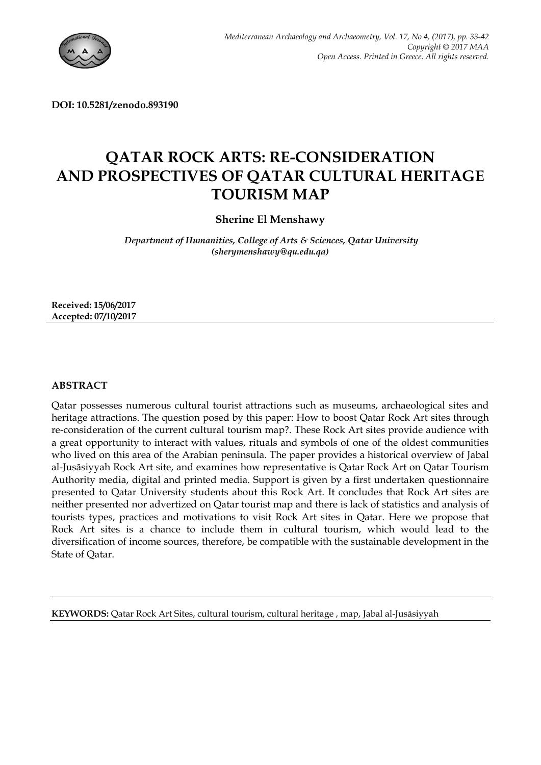DOI: 10.5281/zenodo.893190

# QATAR ROCK ARTS: RE-CONSIDERATION AND PROSPECTIVES OF QATAR CULTURAL HERITAGE TOURISM MAP

**Sherine El Menshawy**

*Department of Humanities, College of Arts & Sciences, Qatar University (sherymenshawy@qu.edu.qa)*

**Received: 15/06/2017**
**Accepted: 07/10/2017**

## ABSTRACT

Qatar possesses numerous cultural tourist attractions such as museums, archaeological sites and heritage attractions. The question posed by this paper: How to boost Qatar Rock Art sites through re-consideration of the current cultural tourism map?. These Rock Art sites provide audience with a great opportunity to interact with values, rituals and symbols of one of the oldest communities who lived on this area of the Arabian peninsula. The paper provides a historical overview of Jabal al-Jusāsiyyah Rock Art site, and examines how representative is Qatar Rock Art on Qatar Tourism Authority media, digital and printed media. Support is given by a first undertaken questionnaire presented to Qatar University students about this Rock Art. It concludes that Rock Art sites are neither presented nor advertized on Qatar tourist map and there is lack of statistics and analysis of tourists types, practices and motivations to visit Rock Art sites in Qatar. Here we propose that Rock Art sites is a chance to include them in cultural tourism, which would lead to the diversification of income sources, therefore, be compatible with the sustainable development in the State of Qatar.

**KEYWORDS:** Qatar Rock Art Sites, cultural tourism, cultural heritage , map, Jabal al-Jusāsiyyah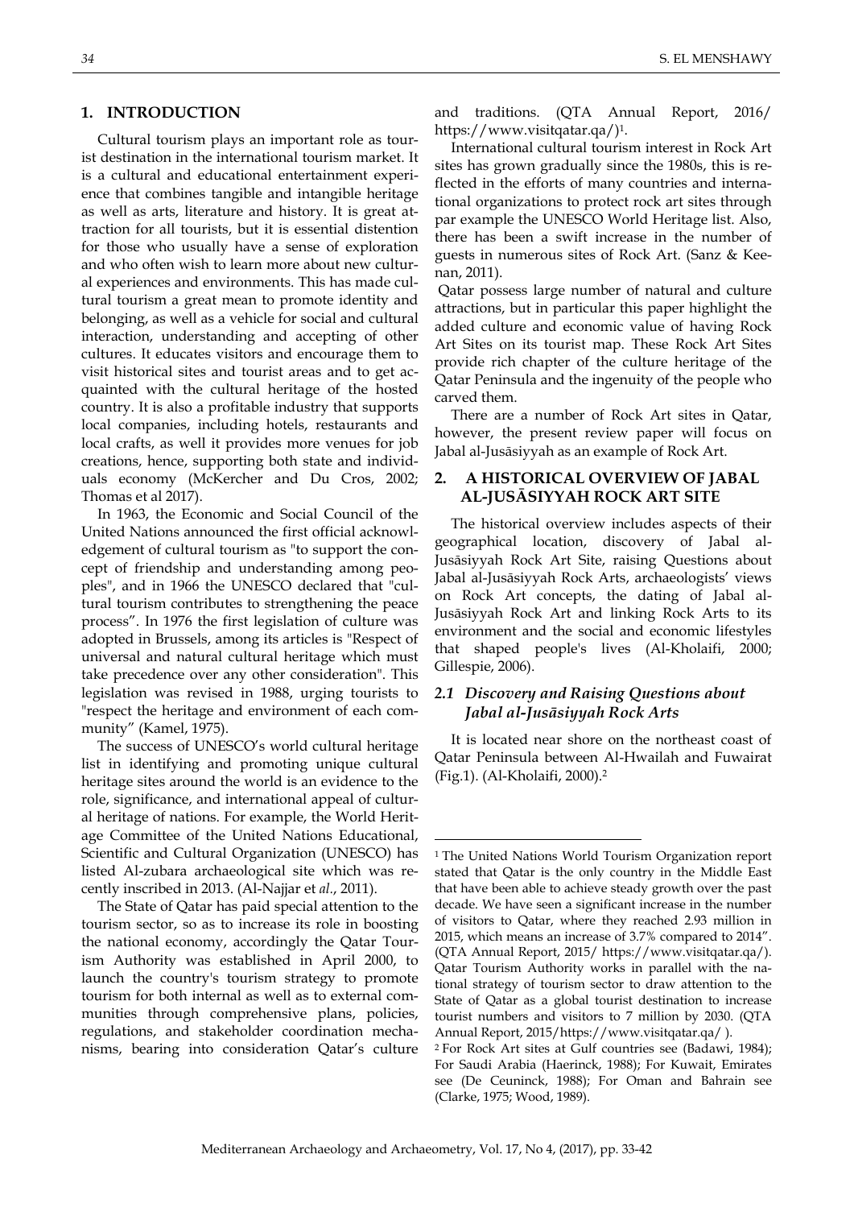## 1. INTRODUCTION

Cultural tourism plays an important role as tourist destination in the international tourism market. It is a cultural and educational entertainment experience that combines tangible and intangible heritage as well as arts, literature and history. It is great attraction for all tourists, but it is essential distention for those who usually have a sense of exploration and who often wish to learn more about new cultural experiences and environments. This has made cultural tourism a great mean to promote identity and belonging, as well as a vehicle for social and cultural interaction, understanding and accepting of other cultures. It educates visitors and encourage them to visit historical sites and tourist areas and to get acquainted with the cultural heritage of the hosted country. It is also a profitable industry that supports local companies, including hotels, restaurants and local crafts, as well it provides more venues for job creations, hence, supporting both state and individuals economy (McKercher and Du Cros, 2002; Thomas et al 2017).

In 1963, the Economic and Social Council of the United Nations announced the first official acknowledgement of cultural tourism as "to support the concept of friendship and understanding among peoples", and in 1966 the UNESCO declared that "cultural tourism contributes to strengthening the peace process". In 1976 the first legislation of culture was adopted in Brussels, among its articles is "Respect of universal and natural cultural heritage which must take precedence over any other consideration". This legislation was revised in 1988, urging tourists to "respect the heritage and environment of each community" (Kamel, 1975).

The success of UNESCO's world cultural heritage list in identifying and promoting unique cultural heritage sites around the world is an evidence to the role, significance, and international appeal of cultural heritage of nations. For example, the World Heritage Committee of the United Nations Educational, Scientific and Cultural Organization (UNESCO) has listed Al-zubara archaeological site which was recently inscribed in 2013. (Al-Najjar et *al.*, 2011).

The State of Qatar has paid special attention to the tourism sector, so as to increase its role in boosting the national economy, accordingly the Qatar Tourism Authority was established in April 2000, to launch the country's tourism strategy to promote tourism for both internal as well as to external communities through comprehensive plans, policies, regulations, and stakeholder coordination mechanisms, bearing into consideration Qatar's culture and traditions. (QTA Annual Report, 2016/ https://www.visitqatar.qa/)[1].

International cultural tourism interest in Rock Art sites has grown gradually since the 1980s, this is reflected in the efforts of many countries and international organizations to protect rock art sites through par example the UNESCO World Heritage list. Also, there has been a swift increase in the number of guests in numerous sites of Rock Art. (Sanz & Keenan, 2011).

Qatar possess large number of natural and culture attractions, but in particular this paper highlight the added culture and economic value of having Rock Art Sites on its tourist map. These Rock Art Sites provide rich chapter of the culture heritage of the Qatar Peninsula and the ingenuity of the people who carved them.

There are a number of Rock Art sites in Qatar, however, the present review paper will focus on Jabal al-Jusāsiyyah as an example of Rock Art.

## 2. A HISTORICAL OVERVIEW OF JABAL AL-JUSĀSIYYAH ROCK ART SITE

The historical overview includes aspects of their geographical location, discovery of Jabal al-Jusāsiyyah Rock Art Site, raising Questions about Jabal al-Jusāsiyyah Rock Arts, archaeologists' views on Rock Art concepts, the dating of Jabal al-Jusāsiyyah Rock Art and linking Rock Arts to its environment and the social and economic lifestyles that shaped people's lives (Al-Kholaifi, 2000; Gillespie, 2006).

### *2.1 Discovery and Raising Questions about Jabal al-Jusāsiyyah Rock Arts*

It is located near shore on the northeast coast of Qatar Peninsula between Al-Hwailah and Fuwairat (Fig.1). (Al-Kholaifi, 2000).[2]

---

[1] The United Nations World Tourism Organization report stated that Qatar is the only country in the Middle East that have been able to achieve steady growth over the past decade. We have seen a significant increase in the number of visitors to Qatar, where they reached 2.93 million in 2015, which means an increase of 3.7% compared to 2014". (QTA Annual Report, 2015/ https://www.visitqatar.qa/). Qatar Tourism Authority works in parallel with the national strategy of tourism sector to draw attention to the State of Qatar as a global tourist destination to increase tourist numbers and visitors to 7 million by 2030. (QTA Annual Report, 2015/https://www.visitqatar.qa/ ).

[2] For Rock Art sites at Gulf countries see (Badawi, 1984); For Saudi Arabia (Haerinck, 1988); For Kuwait, Emirates see (De Ceuninck, 1988); For Oman and Bahrain see (Clarke, 1975; Wood, 1989).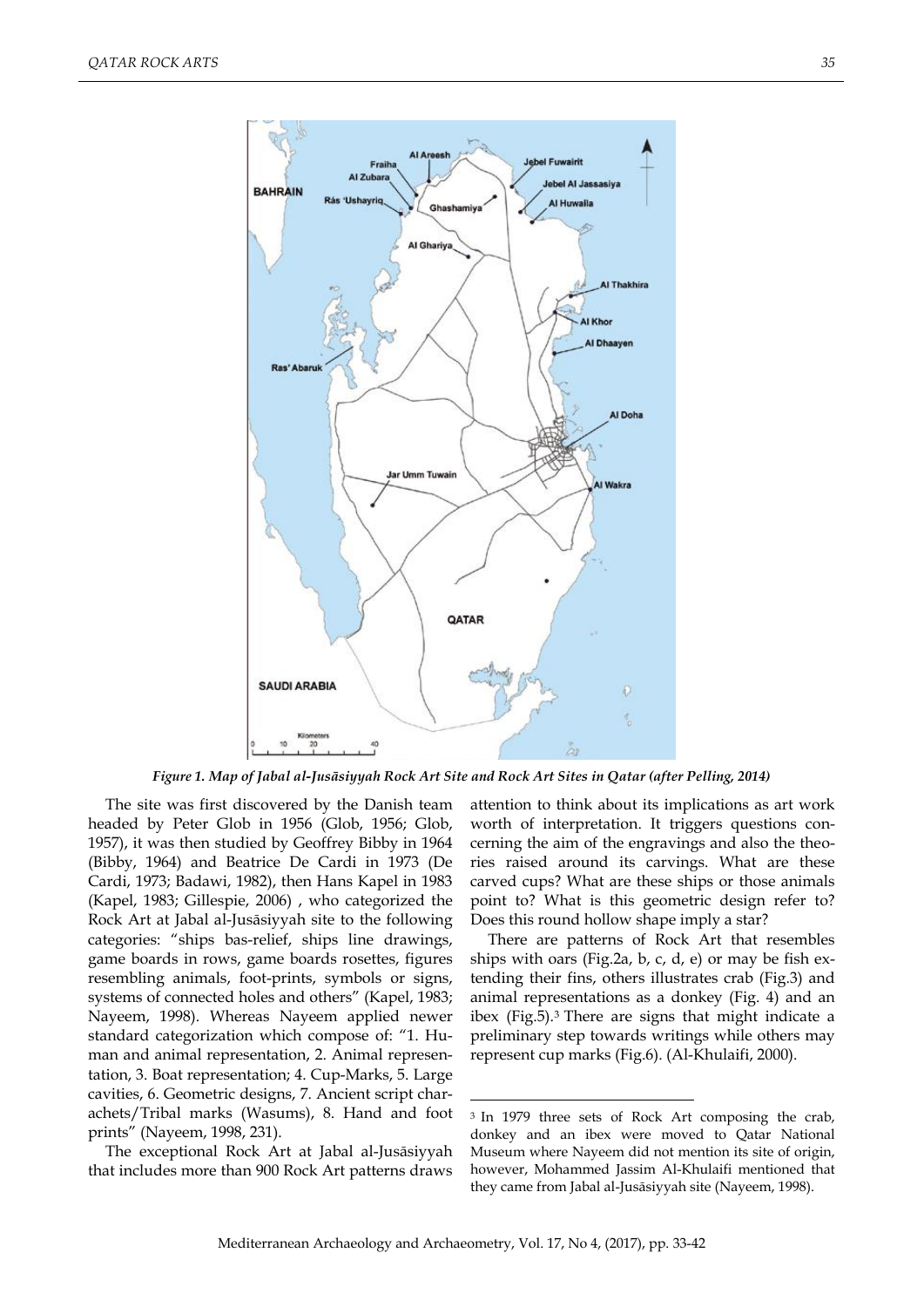*Figure 1. Map of Jabal al-Jusāsiyyah Rock Art Site and Rock Art Sites in Qatar (after Pelling, 2014)*

The site was first discovered by the Danish team headed by Peter Glob in 1956 (Glob, 1956; Glob, 1957), it was then studied by Geoffrey Bibby in 1964 (Bibby, 1964) and Beatrice De Cardi in 1973 (De Cardi, 1973; Badawi, 1982), then Hans Kapel in 1983 (Kapel, 1983; Gillespie, 2006) , who categorized the Rock Art at Jabal al-Jusāsiyyah site to the following categories: "ships bas-relief, ships line drawings, game boards in rows, game boards rosettes, figures resembling animals, foot-prints, symbols or signs, systems of connected holes and others" (Kapel, 1983; Nayeem, 1998). Whereas Nayeem applied newer standard categorization which compose of: "1. Human and animal representation, 2. Animal representation, 3. Boat representation; 4. Cup-Marks, 5. Large cavities, 6. Geometric designs, 7. Ancient script charachets/Tribal marks (Wasums), 8. Hand and foot prints" (Nayeem, 1998, 231).

The exceptional Rock Art at Jabal al-Jusāsiyyah that includes more than 900 Rock Art patterns draws attention to think about its implications as art work worth of interpretation. It triggers questions concerning the aim of the engravings and also the theories raised around its carvings. What are these carved cups? What are these ships or those animals point to? What is this geometric design refer to? Does this round hollow shape imply a star?

There are patterns of Rock Art that resembles ships with oars (Fig.2a, b, c, d, e) or may be fish extending their fins, others illustrates crab (Fig.3) and animal representations as a donkey (Fig. 4) and an ibex (Fig.5).[3] There are signs that might indicate a preliminary step towards writings while others may represent cup marks (Fig.6). (Al-Khulaifi, 2000).

[3] In 1979 three sets of Rock Art composing the crab, donkey and an ibex were moved to Qatar National Museum where Nayeem did not mention its site of origin, however, Mohammed Jassim Al-Khulaifi mentioned that they came from Jabal al-Jusāsiyyah site (Nayeem, 1998).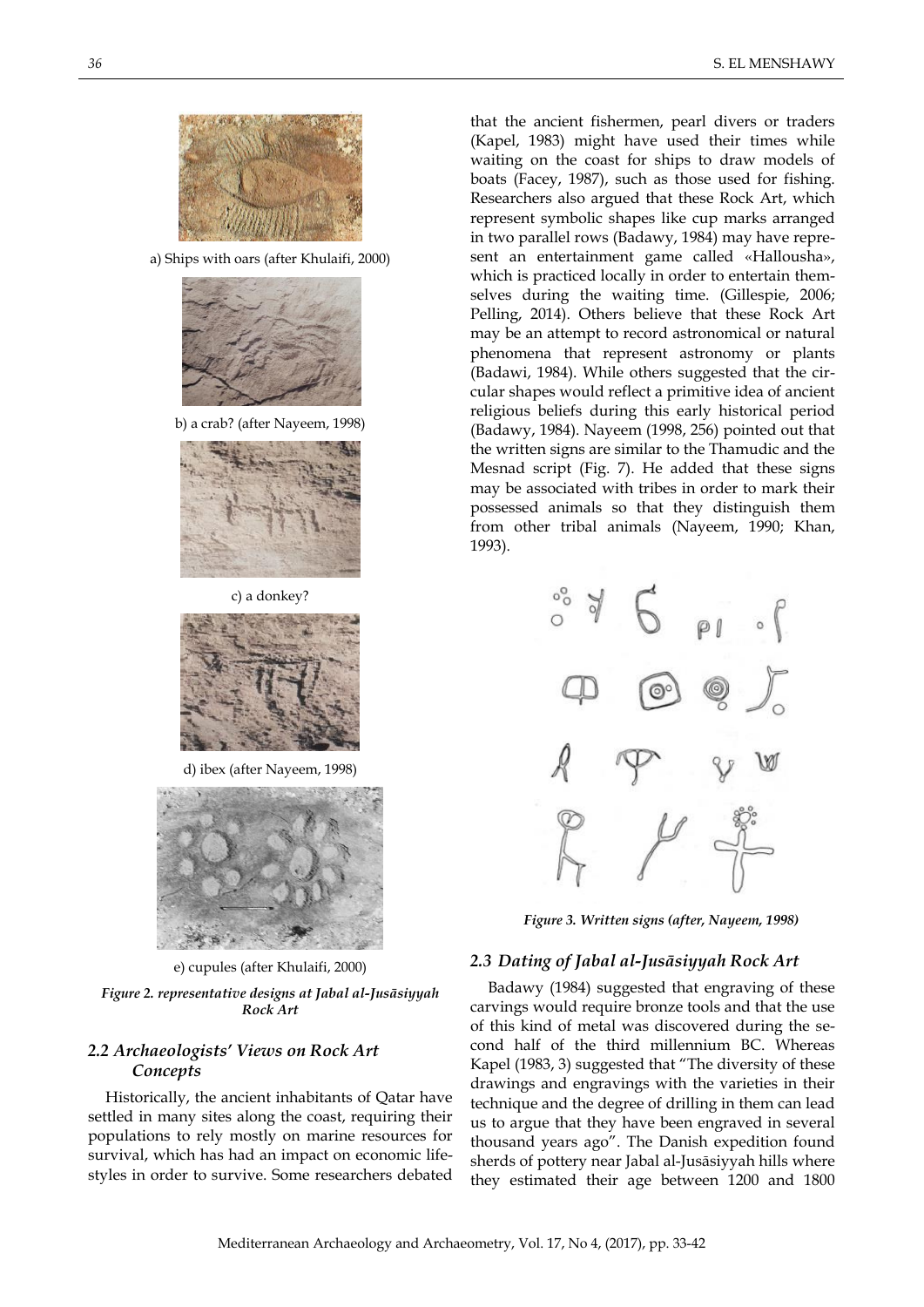a) Ships with oars (after Khulaifi, 2000)

b) a crab? (after Nayeem, 1998)

c) a donkey?

d) ibex (after Nayeem, 1998)

e) cupules (after Khulaifi, 2000)

*Figure 2. representative designs at Jabal al-Jusāsiyyah Rock Art*

### 2.2 Archaeologists' Views on Rock Art Concepts

Historically, the ancient inhabitants of Qatar have settled in many sites along the coast, requiring their populations to rely mostly on marine resources for survival, which has had an impact on economic lifestyles in order to survive. Some researchers debated that the ancient fishermen, pearl divers or traders (Kapel, 1983) might have used their times while waiting on the coast for ships to draw models of boats (Facey, 1987), such as those used for fishing. Researchers also argued that these Rock Art, which represent symbolic shapes like cup marks arranged in two parallel rows (Badawy, 1984) may have represent an entertainment game called «Hallousha», which is practiced locally in order to entertain themselves during the waiting time. (Gillespie, 2006; Pelling, 2014). Others believe that these Rock Art may be an attempt to record astronomical or natural phenomena that represent astronomy or plants (Badawi, 1984). While others suggested that the circular shapes would reflect a primitive idea of ancient religious beliefs during this early historical period (Badawy, 1984). Nayeem (1998, 256) pointed out that the written signs are similar to the Thamudic and the Mesnad script (Fig. 7). He added that these signs may be associated with tribes in order to mark their possessed animals so that they distinguish them from other tribal animals (Nayeem, 1990; Khan, 1993).

*Figure 3. Written signs (after, Nayeem, 1998)*

### 2.3 Dating of Jabal al-Jusāsiyyah Rock Art

Badawy (1984) suggested that engraving of these carvings would require bronze tools and that the use of this kind of metal was discovered during the second half of the third millennium BC. Whereas Kapel (1983, 3) suggested that "The diversity of these drawings and engravings with the varieties in their technique and the degree of drilling in them can lead us to argue that they have been engraved in several thousand years ago". The Danish expedition found sherds of pottery near Jabal al-Jusāsiyyah hills where they estimated their age between 1200 and 1800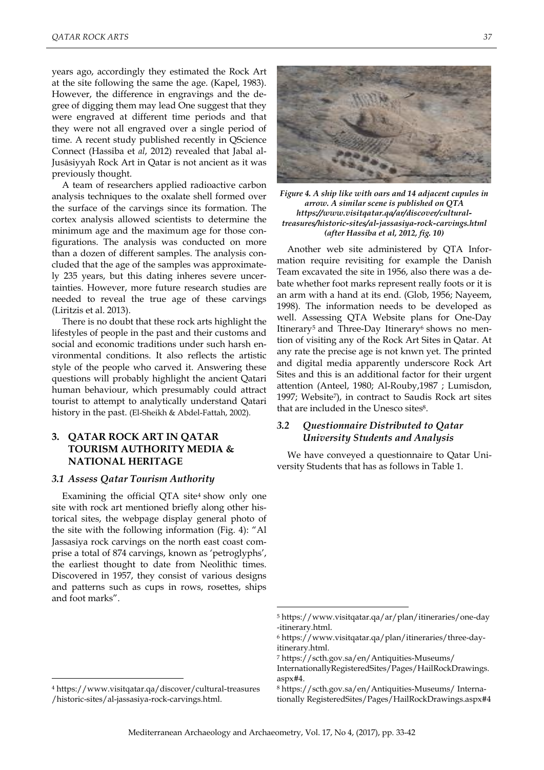years ago, accordingly they estimated the Rock Art at the site following the same the age. (Kapel, 1983). However, the difference in engravings and the degree of digging them may lead One suggest that they were engraved at different time periods and that they were not all engraved over a single period of time. A recent study published recently in QScience Connect (Hassiba et *al*, 2012) revealed that Jabal al-Jusāsiyyah Rock Art in Qatar is not ancient as it was previously thought.

A team of researchers applied radioactive carbon analysis techniques to the oxalate shell formed over the surface of the carvings since its formation. The cortex analysis allowed scientists to determine the minimum age and the maximum age for those configurations. The analysis was conducted on more than a dozen of different samples. The analysis concluded that the age of the samples was approximately 235 years, but this dating inheres severe uncertainties. However, more future research studies are needed to reveal the true age of these carvings (Liritzis et al. 2013).

There is no doubt that these rock arts highlight the lifestyles of people in the past and their customs and social and economic traditions under such harsh environmental conditions. It also reflects the artistic style of the people who carved it. Answering these questions will probably highlight the ancient Qatari human behaviour, which presumably could attract tourist to attempt to analytically understand Qatari history in the past. (El-Sheikh & Abdel-Fattah, 2002).

## 3. QATAR ROCK ART IN QATAR TOURISM AUTHORITY MEDIA & NATIONAL HERITAGE

### 3.1 Assess Qatar Tourism Authority

Examining the official QTA site[4] show only one site with rock art mentioned briefly along other historical sites, the webpage display general photo of the site with the following information (Fig. 4): "Al Jassasiya rock carvings on the north east coast comprise a total of 874 carvings, known as 'petroglyphs', the earliest thought to date from Neolithic times. Discovered in 1957, they consist of various designs and patterns such as cups in rows, rosettes, ships and foot marks".

*Figure 4. A ship like with oars and 14 adjacent cupules in arrow. A similar scene is published on QTA https://www.visitqatar.qa/ar/discover/cultural-treasures/historic-sites/al-jassasiya-rock-carvings.html (after Hassiba et al, 2012, fig. 10)*

Another web site administered by QTA Information require revisiting for example the Danish Team excavated the site in 1956, also there was a debate whether foot marks represent really foots or it is an arm with a hand at its end. (Glob, 1956; Nayeem, 1998). The information needs to be developed as well. Assessing QTA Website plans for One-Day Itinerary[5] and Three-Day Itinerary[6] shows no mention of visiting any of the Rock Art Sites in Qatar. At any rate the precise age is not knwn yet. The printed and digital media apparently underscore Rock Art Sites and this is an additional factor for their urgent attention (Anteel, 1980; Al-Rouby,1987 ; Lumisdon, 1997; Website[7]), in contract to Saudis Rock art sites that are included in the Unesco sites[8].

### 3.2 Questionnaire Distributed to Qatar University Students and Analysis

We have conveyed a questionnaire to Qatar University Students that has as follows in Table 1.

---

[4] https://www.visitqatar.qa/discover/cultural-treasures/historic-sites/al-jassasiya-rock-carvings.html.

[5] https://www.visitqatar.qa/ar/plan/itineraries/one-day-itinerary.html.

[6] https://www.visitqatar.qa/plan/itineraries/three-day-itinerary.html.

[7] https://scth.gov.sa/en/Antiquities-Museums/InternationallyRegisteredSites/Pages/HailRockDrawings.aspx#4.

[8] https://scth.gov.sa/en/Antiquities-Museums/ Internationally RegisteredSites/Pages/HailRockDrawings.aspx#4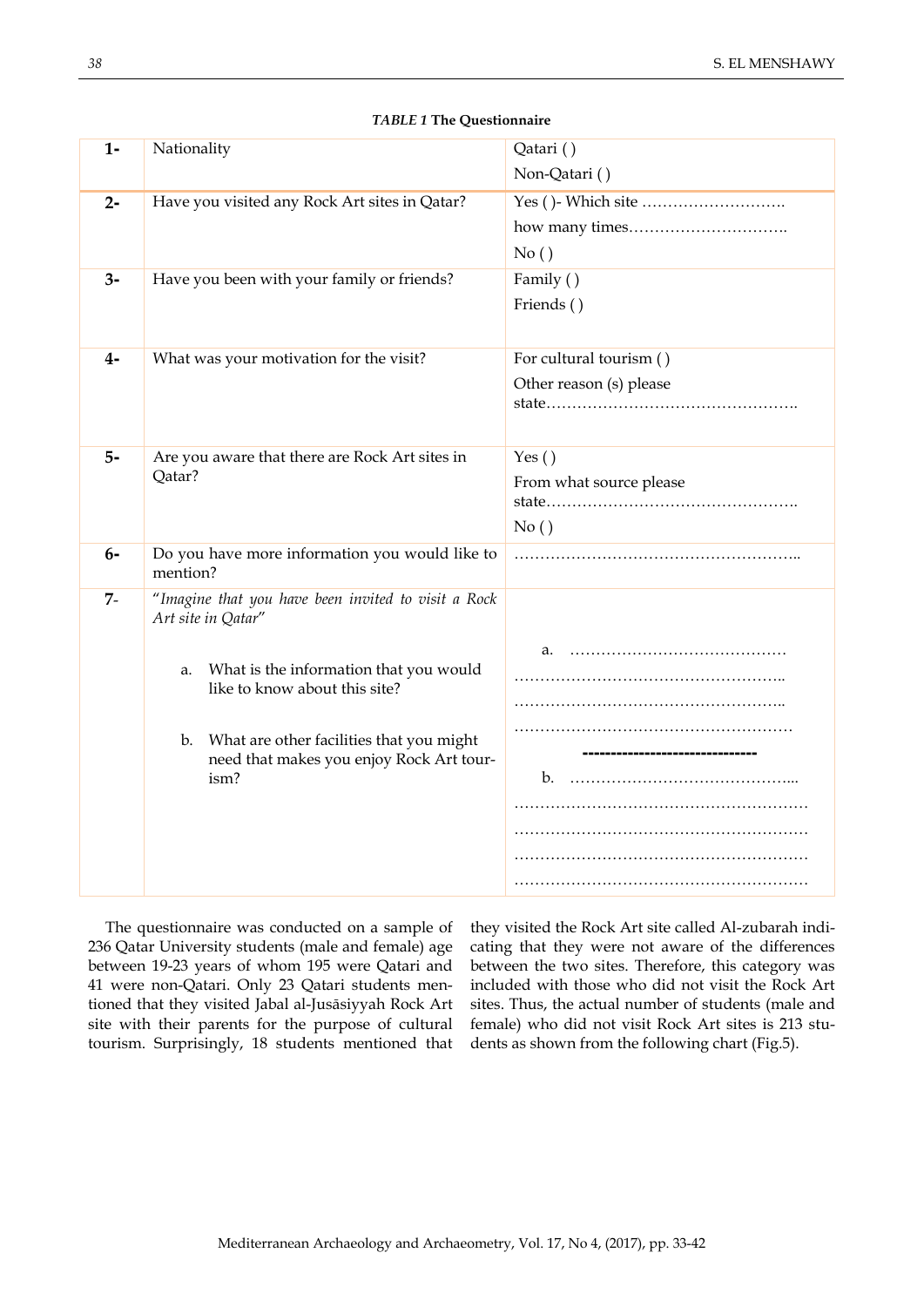*TABLE 1* **The Questionnaire**

| | | |
|---|---|---|
| **1-** | Nationality | Qatari ( )<br>Non-Qatari ( ) |
| **2-** | Have you visited any Rock Art sites in Qatar? | Yes ( )- Which site ……………………….<br>how many times………………………….<br>No ( ) |
| **3-** | Have you been with your family or friends? | Family ( )<br>Friends ( ) |
| **4-** | What was your motivation for the visit? | For cultural tourism ( )<br>Other reason (s) please state…………………………………………. |
| **5-** | Are you aware that there are Rock Art sites in Qatar? | Yes ( )<br>From what source please state………………………………………….<br>No ( ) |
| **6-** | Do you have more information you would like to mention? | …………………………………………….. |
| **7-** | "*Imagine that you have been invited to visit a Rock Art site in Qatar*"<br>a. What is the information that you would like to know about this site?<br>b. What are other facilities that you might need that makes you enjoy Rock Art tourism? | a. ……………………………………<br>……………………………………………..<br>……………………………………………..<br>………………………………………………<br>------------------------------<br>b. ……………………………………...<br>………………………………………………….<br>………………………………………………….<br>………………………………………………….<br>…………………………………………………. |

The questionnaire was conducted on a sample of 236 Qatar University students (male and female) age between 19-23 years of whom 195 were Qatari and 41 were non-Qatari. Only 23 Qatari students mentioned that they visited Jabal al-Jusāsiyyah Rock Art site with their parents for the purpose of cultural tourism. Surprisingly, 18 students mentioned that they visited the Rock Art site called Al-zubarah indicating that they were not aware of the differences between the two sites. Therefore, this category was included with those who did not visit the Rock Art sites. Thus, the actual number of students (male and female) who did not visit Rock Art sites is 213 students as shown from the following chart (Fig.5).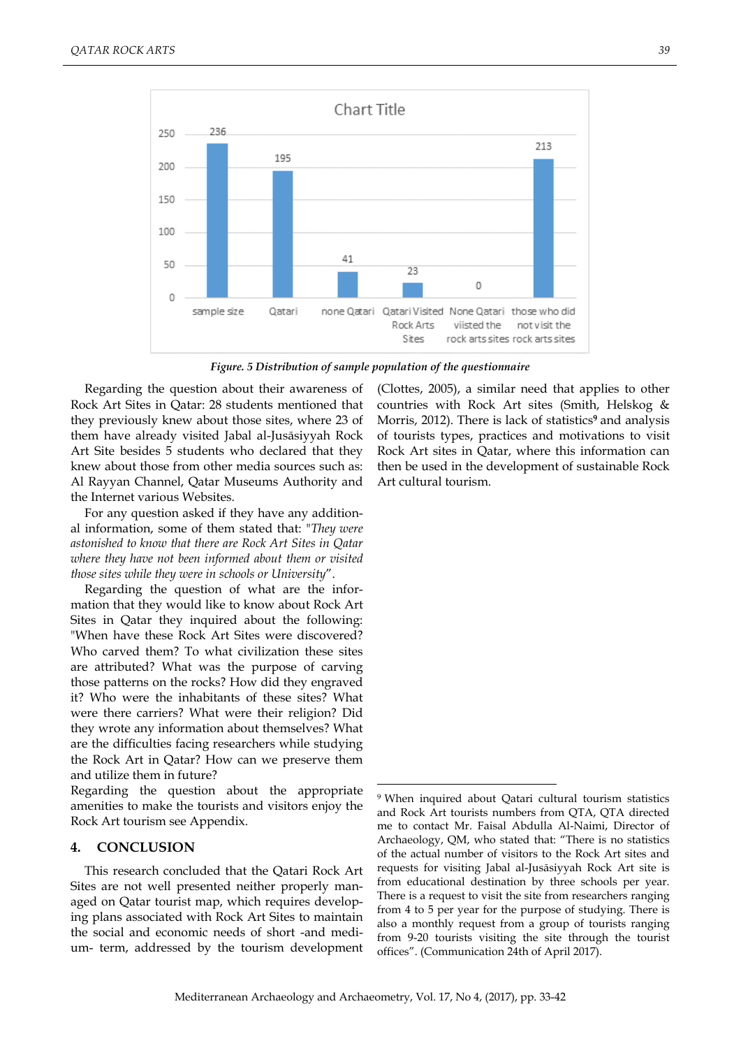Chart Title

| sample size | Qatari | none Qatari | Qatari Visited Rock Arts Sites | None Qatari viisted the rock arts sites | those who did not visit the rock arts sites |
|---|---|---|---|---|---|
| 236 | 195 | 41 | 23 | 0 | 213 |

*Figure. 5 Distribution of sample population of the questionnaire*

Regarding the question about their awareness of Rock Art Sites in Qatar: 28 students mentioned that they previously knew about those sites, where 23 of them have already visited Jabal al-Jusāsiyyah Rock Art Site besides 5 students who declared that they knew about those from other media sources such as: Al Rayyan Channel, Qatar Museums Authority and the Internet various Websites.

For any question asked if they have any additional information, some of them stated that: "*They were astonished to know that there are Rock Art Sites in Qatar where they have not been informed about them or visited those sites while they were in schools or University*".

Regarding the question of what are the information that they would like to know about Rock Art Sites in Qatar they inquired about the following: "When have these Rock Art Sites were discovered? Who carved them? To what civilization these sites are attributed? What was the purpose of carving those patterns on the rocks? How did they engraved it? Who were the inhabitants of these sites? What were there carriers? What were their religion? Did they wrote any information about themselves? What are the difficulties facing researchers while studying the Rock Art in Qatar? How can we preserve them and utilize them in future?

Regarding the question about the appropriate amenities to make the tourists and visitors enjoy the Rock Art tourism see Appendix.

## 4. CONCLUSION

This research concluded that the Qatari Rock Art Sites are not well presented neither properly managed on Qatar tourist map, which requires developing plans associated with Rock Art Sites to maintain the social and economic needs of short -and medium- term, addressed by the tourism development (Clottes, 2005), a similar need that applies to other countries with Rock Art sites (Smith, Helskog & Morris, 2012). There is lack of statistics[9] and analysis of tourists types, practices and motivations to visit Rock Art sites in Qatar, where this information can then be used in the development of sustainable Rock Art cultural tourism.

---

[9] When inquired about Qatari cultural tourism statistics and Rock Art tourists numbers from QTA, QTA directed me to contact Mr. Faisal Abdulla Al-Naimi, Director of Archaeology, QM, who stated that: "There is no statistics of the actual number of visitors to the Rock Art sites and requests for visiting Jabal al-Jusāsiyyah Rock Art site is from educational destination by three schools per year. There is a request to visit the site from researchers ranging from 4 to 5 per year for the purpose of studying. There is also a monthly request from a group of tourists ranging from 9-20 tourists visiting the site through the tourist offices". (Communication 24th of April 2017).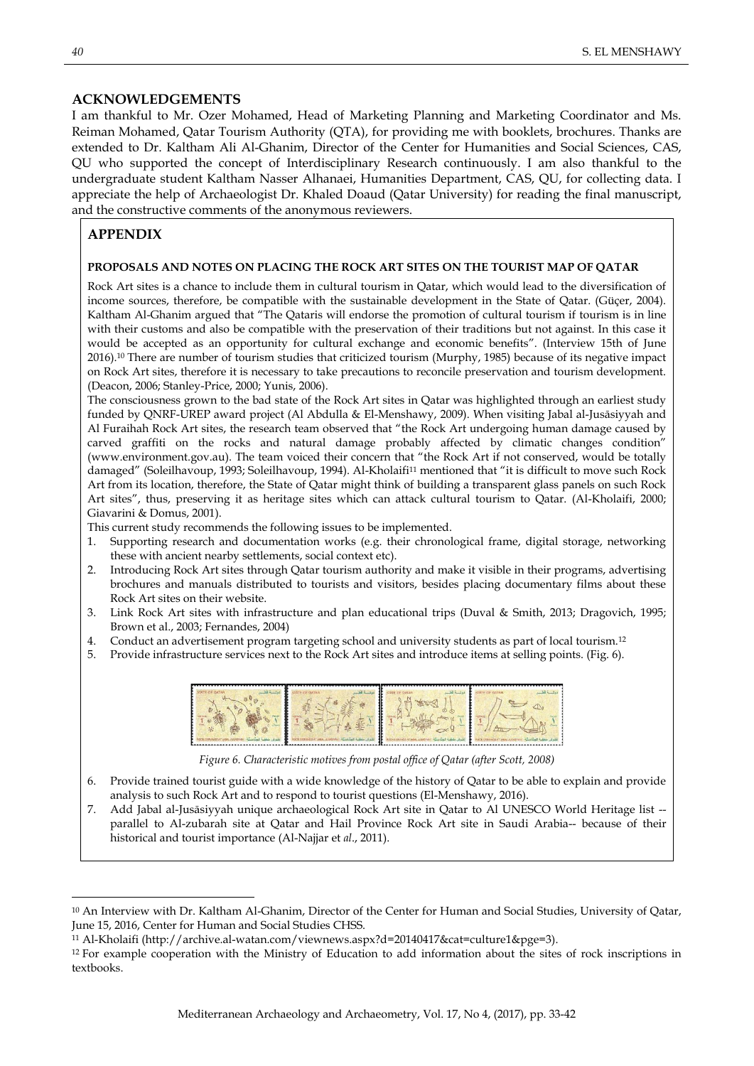## ACKNOWLEDGEMENTS

I am thankful to Mr. Ozer Mohamed, Head of Marketing Planning and Marketing Coordinator and Ms. Reiman Mohamed, Qatar Tourism Authority (QTA), for providing me with booklets, brochures. Thanks are extended to Dr. Kaltham Ali Al-Ghanim, Director of the Center for Humanities and Social Sciences, CAS, QU who supported the concept of Interdisciplinary Research continuously. I am also thankful to the undergraduate student Kaltham Nasser Alhanaei, Humanities Department, CAS, QU, for collecting data. I appreciate the help of Archaeologist Dr. Khaled Doaud (Qatar University) for reading the final manuscript, and the constructive comments of the anonymous reviewers.

## APPENDIX

### PROPOSALS AND NOTES ON PLACING THE ROCK ART SITES ON THE TOURIST MAP OF QATAR

Rock Art sites is a chance to include them in cultural tourism in Qatar, which would lead to the diversification of income sources, therefore, be compatible with the sustainable development in the State of Qatar. (Güçer, 2004). Kaltham Al-Ghanim argued that "The Qataris will endorse the promotion of cultural tourism if tourism is in line with their customs and also be compatible with the preservation of their traditions but not against. In this case it would be accepted as an opportunity for cultural exchange and economic benefits". (Interview 15th of June 2016).[10] There are number of tourism studies that criticized tourism (Murphy, 1985) because of its negative impact on Rock Art sites, therefore it is necessary to take precautions to reconcile preservation and tourism development. (Deacon, 2006; Stanley-Price, 2000; Yunis, 2006).

The consciousness grown to the bad state of the Rock Art sites in Qatar was highlighted through an earliest study funded by QNRF-UREP award project (Al Abdulla & El-Menshawy, 2009). When visiting Jabal al-Jusāsiyyah and Al Furaihah Rock Art sites, the research team observed that "the Rock Art undergoing human damage caused by carved graffiti on the rocks and natural damage probably affected by climatic changes condition" (www.environment.gov.au). The team voiced their concern that "the Rock Art if not conserved, would be totally damaged" (Soleilhavoup, 1993; Soleilhavoup, 1994). Al-Kholaifi[11] mentioned that "it is difficult to move such Rock Art from its location, therefore, the State of Qatar might think of building a transparent glass panels on such Rock Art sites", thus, preserving it as heritage sites which can attack cultural tourism to Qatar. (Al-Kholaifi, 2000; Giavarini & Domus, 2001).

This current study recommends the following issues to be implemented.

1. Supporting research and documentation works (e.g. their chronological frame, digital storage, networking these with ancient nearby settlements, social context etc).
2. Introducing Rock Art sites through Qatar tourism authority and make it visible in their programs, advertising brochures and manuals distributed to tourists and visitors, besides placing documentary films about these Rock Art sites on their website.
3. Link Rock Art sites with infrastructure and plan educational trips (Duval & Smith, 2013; Dragovich, 1995; Brown et al., 2003; Fernandes, 2004)
4. Conduct an advertisement program targeting school and university students as part of local tourism.[12]
5. Provide infrastructure services next to the Rock Art sites and introduce items at selling points. (Fig. 6).

*Figure 6. Characteristic motives from postal office of Qatar (after Scott, 2008)*

6. Provide trained tourist guide with a wide knowledge of the history of Qatar to be able to explain and provide analysis to such Rock Art and to respond to tourist questions (El-Menshawy, 2016).
7. Add Jabal al-Jusāsiyyah unique archaeological Rock Art site in Qatar to Al UNESCO World Heritage list -- parallel to Al-zubarah site at Qatar and Hail Province Rock Art site in Saudi Arabia-- because of their historical and tourist importance (Al-Najjar et *al*., 2011).

---

[10] An Interview with Dr. Kaltham Al-Ghanim, Director of the Center for Human and Social Studies, University of Qatar, June 15, 2016, Center for Human and Social Studies CHSS.

[11] Al-Kholaifi (http://archive.al-watan.com/viewnews.aspx?d=20140417&cat=culture1&pge=3).

[12] For example cooperation with the Ministry of Education to add information about the sites of rock inscriptions in textbooks.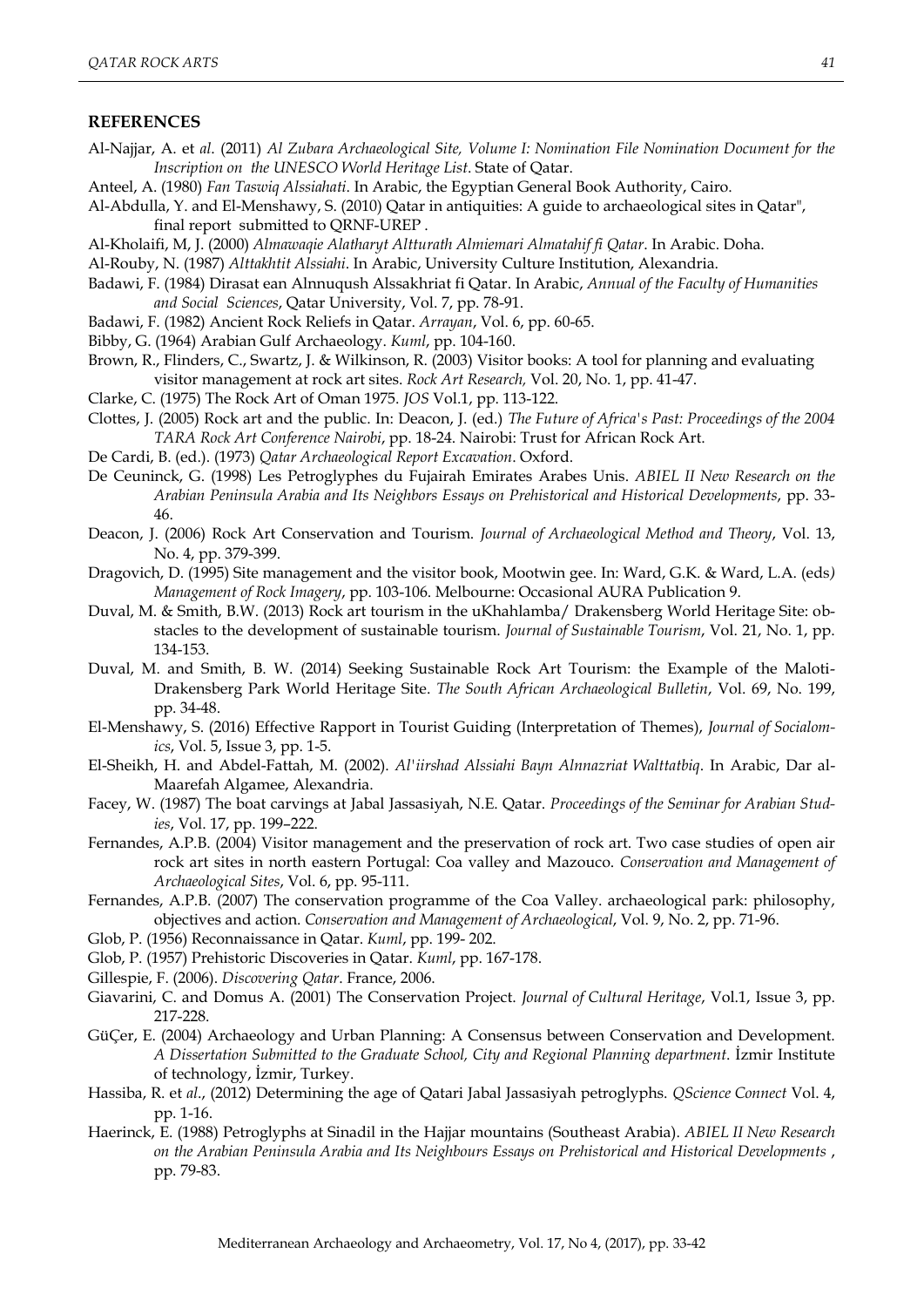## REFERENCES

Al-Najjar, A. et *al*. (2011) *Al Zubara Archaeological Site, Volume I: Nomination File Nomination Document for the Inscription on the UNESCO World Heritage List*. State of Qatar.

Anteel, A. (1980) *Fan Taswiq Alssiahati*. In Arabic, the Egyptian General Book Authority, Cairo.

Al-Abdulla, Y. and El-Menshawy, S. (2010) Qatar in antiquities: A guide to archaeological sites in Qatar", final report submitted to QRNF-UREP .

Al-Kholaifi, M, J. (2000) *Almawaqie Alatharyt Altturath Almiemari Almatahif fi Qatar*. In Arabic. Doha.

Al-Rouby, N. (1987) *Alttakhtit Alssiahi*. In Arabic, University Culture Institution, Alexandria.

Badawi, F. (1984) Dirasat ean Alnnuqush Alssakhriat fi Qatar. In Arabic, *Annual of the Faculty of Humanities and Social Sciences*, Qatar University, Vol. 7, pp. 78-91.

Badawi, F. (1982) Ancient Rock Reliefs in Qatar. *Arrayan*, Vol. 6, pp. 60-65.

Bibby, G. (1964) Arabian Gulf Archaeology. *Kuml*, pp. 104-160.

Brown, R., Flinders, C., Swartz, J. & Wilkinson, R. (2003) Visitor books: A tool for planning and evaluating visitor management at rock art sites. *Rock Art Research,* Vol. 20, No. 1, pp. 41-47.

Clarke, C. (1975) The Rock Art of Oman 1975. *JOS* Vol.1, pp. 113-122.

Clottes, J. (2005) Rock art and the public. In: Deacon, J. (ed.) *The Future of Africa's Past: Proceedings of the 2004 TARA Rock Art Conference Nairobi*, pp. 18-24. Nairobi: Trust for African Rock Art.

De Cardi, B. (ed.). (1973) *Qatar Archaeological Report Excavation*. Oxford.

De Ceuninck, G. (1998) Les Petroglyphes du Fujairah Emirates Arabes Unis. *ABIEL II New Research on the Arabian Peninsula Arabia and Its Neighbors Essays on Prehistorical and Historical Developments*, pp. 33-46.

Deacon, J. (2006) Rock Art Conservation and Tourism. *Journal of Archaeological Method and Theory*, Vol. 13, No. 4, pp. 379-399.

Dragovich, D. (1995) Site management and the visitor book, Mootwin gee. In: Ward, G.K. & Ward, L.A. (eds*) Management of Rock Imagery*, pp. 103-106. Melbourne: Occasional AURA Publication 9.

Duval, M. & Smith, B.W. (2013) Rock art tourism in the uKhahlamba/ Drakensberg World Heritage Site: obstacles to the development of sustainable tourism. *Journal of Sustainable Tourism*, Vol. 21, No. 1, pp. 134-153.

Duval, M. and Smith, B. W. (2014) Seeking Sustainable Rock Art Tourism: the Example of the Maloti-Drakensberg Park World Heritage Site. *The South African Archaeological Bulletin*, Vol. 69, No. 199, pp. 34-48.

El-Menshawy, S. (2016) Effective Rapport in Tourist Guiding (Interpretation of Themes), *Journal of Socialomics*, Vol. 5, Issue 3, pp. 1-5.

El-Sheikh, H. and Abdel-Fattah, M. (2002). *Al'iirshad Alssiahi Bayn Alnnazriat Walttatbiq*. In Arabic, Dar al-Maarefah Algamee, Alexandria.

Facey, W. (1987) The boat carvings at Jabal Jassasiyah, N.E. Qatar. *Proceedings of the Seminar for Arabian Studies*, Vol. 17, pp. 199–222.

Fernandes, A.P.B. (2004) Visitor management and the preservation of rock art. Two case studies of open air rock art sites in north eastern Portugal: Coa valley and Mazouco. *Conservation and Management of Archaeological Sites*, Vol. 6, pp. 95-111.

Fernandes, A.P.B. (2007) The conservation programme of the Coa Valley. archaeological park: philosophy, objectives and action. *Conservation and Management of Archaeological*, Vol. 9, No. 2, pp. 71-96.

Glob, P. (1956) Reconnaissance in Qatar. *Kuml*, pp. 199- 202.

Glob, P. (1957) Prehistoric Discoveries in Qatar. *Kuml*, pp. 167-178.

Gillespie, F. (2006). *Discovering Qatar*. France, 2006.

Giavarini, C. and Domus A. (2001) The Conservation Project. *Journal of Cultural Heritage*, Vol.1, Issue 3, pp. 217-228.

GüÇer, E. (2004) Archaeology and Urban Planning: A Consensus between Conservation and Development. *A Dissertation Submitted to the Graduate School, City and Regional Planning department*. İzmir Institute of technology, İzmir, Turkey.

Hassiba, R. et *al*., (2012) Determining the age of Qatari Jabal Jassasiyah petroglyphs. *QScience Connect* Vol. 4, pp. 1-16.

Haerinck, E. (1988) Petroglyphs at Sinadil in the Hajjar mountains (Southeast Arabia). *ABIEL II New Research on the Arabian Peninsula Arabia and Its Neighbours Essays on Prehistorical and Historical Developments* , pp. 79-83.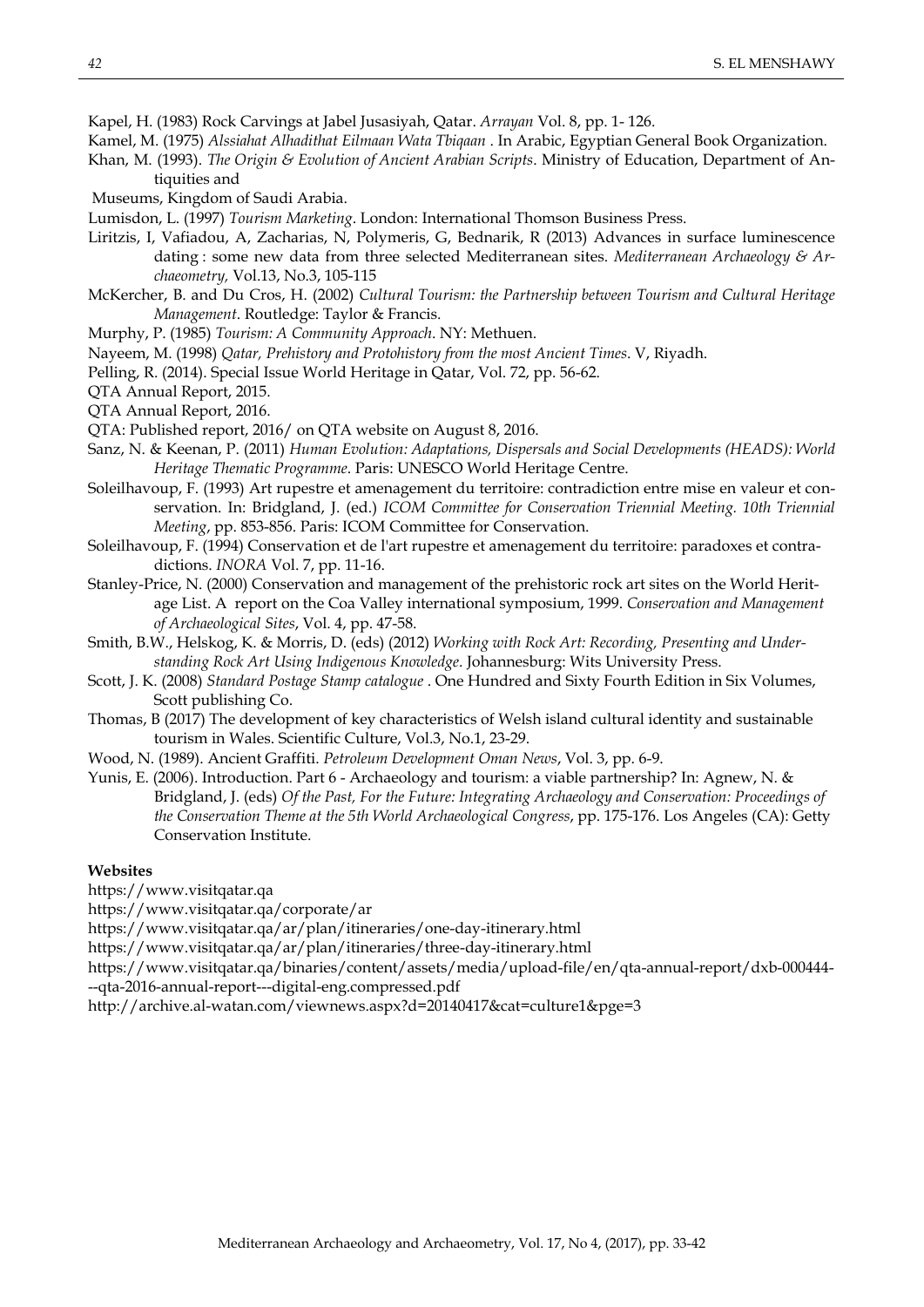Kapel, H. (1983) Rock Carvings at Jabel Jusasiyah, Qatar. *Arrayan* Vol. 8, pp. 1- 126.

Kamel, M. (1975) *Alssiahat Alhadithat Eilmaan Wata Tbiqaan* . In Arabic, Egyptian General Book Organization.

Khan, M. (1993). *The Origin & Evolution of Ancient Arabian Scripts*. Ministry of Education, Department of Antiquities and

Museums, Kingdom of Saudi Arabia.

Lumisdon, L. (1997) *Tourism Marketing*. London: International Thomson Business Press.

Liritzis, I, Vafiadou, A, Zacharias, N, Polymeris, G, Bednarik, R (2013) Advances in surface luminescence dating : some new data from three selected Mediterranean sites. *Mediterranean Archaeology & Archaeometry,* Vol.13, No.3, 105-115

McKercher, B. and Du Cros, H. (2002) *Cultural Tourism: the Partnership between Tourism and Cultural Heritage Management*. Routledge: Taylor & Francis.

Murphy, P. (1985) *Tourism: A Community Approach*. NY: Methuen.

Nayeem, M. (1998) *Qatar, Prehistory and Protohistory from the most Ancient Times*. V, Riyadh.

Pelling, R. (2014). Special Issue World Heritage in Qatar, Vol. 72, pp. 56-62.

QTA Annual Report, 2015.

QTA Annual Report, 2016.

QTA: Published report, 2016/ on QTA website on August 8, 2016.

Sanz, N. & Keenan, P. (2011) *Human Evolution: Adaptations, Dispersals and Social Developments (HEADS): World Heritage Thematic Programme*. Paris: UNESCO World Heritage Centre.

Soleilhavoup, F. (1993) Art rupestre et amenagement du territoire: contradiction entre mise en valeur et conservation. In: Bridgland, J. (ed.) *ICOM Committee for Conservation Triennial Meeting. 10th Triennial Meeting*, pp. 853-856. Paris: ICOM Committee for Conservation.

Soleilhavoup, F. (1994) Conservation et de l'art rupestre et amenagement du territoire: paradoxes et contradictions. *INORA* Vol. 7, pp. 11-16.

Stanley-Price, N. (2000) Conservation and management of the prehistoric rock art sites on the World Heritage List. A report on the Coa Valley international symposium, 1999. *Conservation and Management of Archaeological Sites*, Vol. 4, pp. 47-58.

Smith, B.W., Helskog, K. & Morris, D. (eds) (2012) *Working with Rock Art: Recording, Presenting and Understanding Rock Art Using Indigenous Knowledge*. Johannesburg: Wits University Press.

Scott, J. K. (2008) *Standard Postage Stamp catalogue* . One Hundred and Sixty Fourth Edition in Six Volumes, Scott publishing Co.

Thomas, B (2017) The development of key characteristics of Welsh island cultural identity and sustainable tourism in Wales. Scientific Culture, Vol.3, No.1, 23-29.

Wood, N. (1989). Ancient Graffiti. *Petroleum Development Oman News*, Vol. 3, pp. 6-9.

Yunis, E. (2006). Introduction. Part 6 - Archaeology and tourism: a viable partnership? In: Agnew, N. & Bridgland, J. (eds) *Of the Past, For the Future: Integrating Archaeology and Conservation: Proceedings of the Conservation Theme at the 5th World Archaeological Congress*, pp. 175-176. Los Angeles (CA): Getty Conservation Institute.

**Websites**

https://www.visitqatar.qa

https://www.visitqatar.qa/corporate/ar

https://www.visitqatar.qa/ar/plan/itineraries/one-day-itinerary.html

https://www.visitqatar.qa/ar/plan/itineraries/three-day-itinerary.html

https://www.visitqatar.qa/binaries/content/assets/media/upload-file/en/qta-annual-report/dxb-000444---qta-2016-annual-report---digital-eng.compressed.pdf

http://archive.al-watan.com/viewnews.aspx?d=20140417&cat=culture1&pge=3